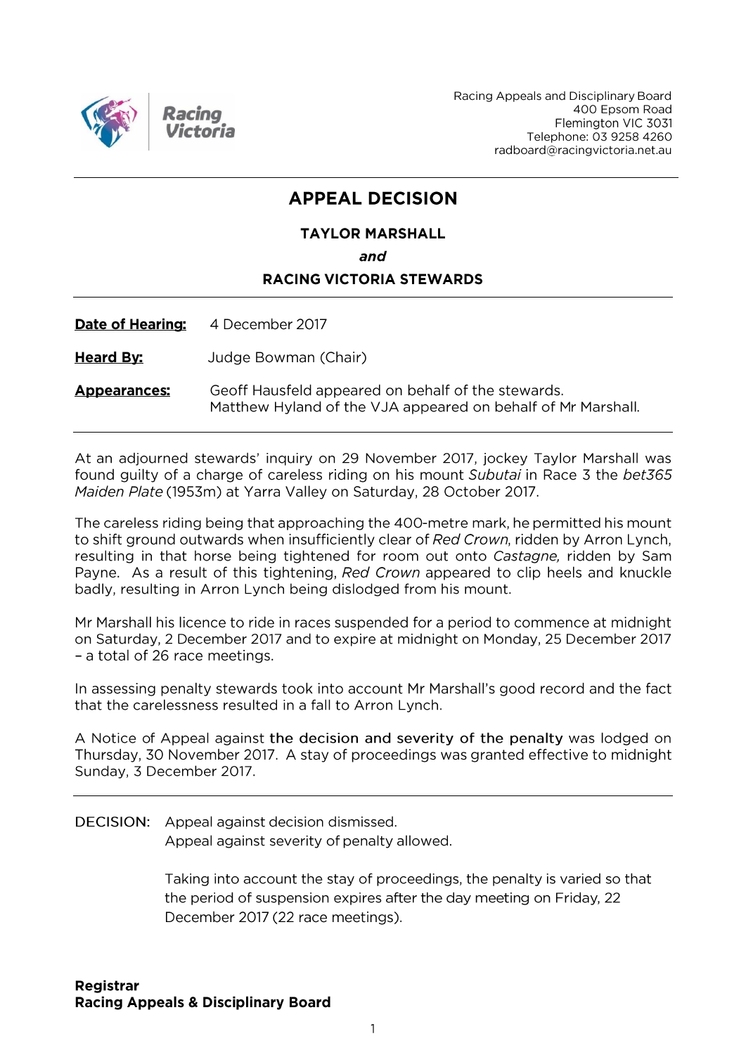Racing Victoria

Racing Appeals and Disciplinary Board
400 Epsom Road
Flemington VIC 3031
Telephone: 03 9258 4260
radboard@racingvictoria.net.au

# APPEAL DECISION

**TAYLOR MARSHALL**

***and***

**RACING VICTORIA STEWARDS**

**Date of Hearing:** 4 December 2017

**Heard By:** Judge Bowman (Chair)

**Appearances:** Geoff Hausfeld appeared on behalf of the stewards.
Matthew Hyland of the VJA appeared on behalf of Mr Marshall.

---

At an adjourned stewards' inquiry on 29 November 2017, jockey Taylor Marshall was found guilty of a charge of careless riding on his mount *Subutai* in Race 3 the *bet365 Maiden Plate* (1953m) at Yarra Valley on Saturday, 28 October 2017.

The careless riding being that approaching the 400-metre mark, he permitted his mount to shift ground outwards when insufficiently clear of *Red Crown*, ridden by Arron Lynch, resulting in that horse being tightened for room out onto *Castagne,* ridden by Sam Payne. As a result of this tightening, *Red Crown* appeared to clip heels and knuckle badly, resulting in Arron Lynch being dislodged from his mount.

Mr Marshall his licence to ride in races suspended for a period to commence at midnight on Saturday, 2 December 2017 and to expire at midnight on Monday, 25 December 2017 – a total of 26 race meetings.

In assessing penalty stewards took into account Mr Marshall's good record and the fact that the carelessness resulted in a fall to Arron Lynch.

A Notice of Appeal against **the decision and severity of the penalty** was lodged on Thursday, 30 November 2017. A stay of proceedings was granted effective to midnight Sunday, 3 December 2017.

---

DECISION: Appeal against decision dismissed.
Appeal against severity of penalty allowed.

Taking into account the stay of proceedings, the penalty is varied so that the period of suspension expires after the day meeting on Friday, 22 December 2017 (22 race meetings).

**Registrar**
**Racing Appeals & Disciplinary Board**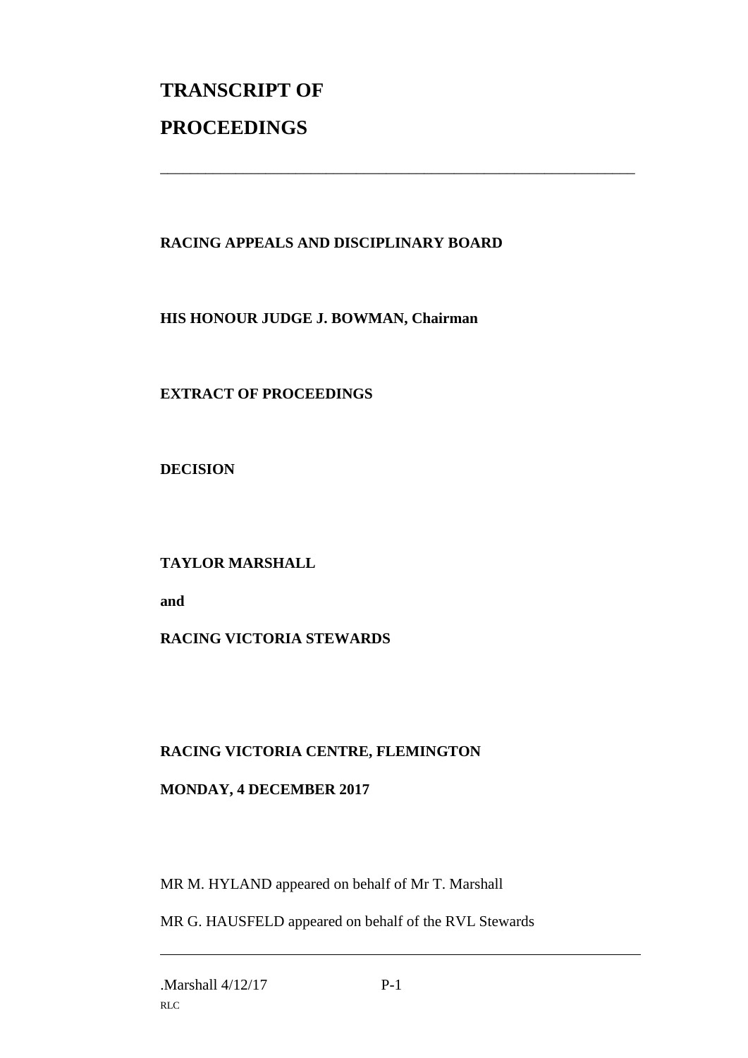# TRANSCRIPT OF PROCEEDINGS

---

**RACING APPEALS AND DISCIPLINARY BOARD**

**HIS HONOUR JUDGE J. BOWMAN, Chairman**

**EXTRACT OF PROCEEDINGS**

**DECISION**

**TAYLOR MARSHALL**

**and**

**RACING VICTORIA STEWARDS**

**RACING VICTORIA CENTRE, FLEMINGTON**

**MONDAY, 4 DECEMBER 2017**

MR M. HYLAND appeared on behalf of Mr T. Marshall

MR G. HAUSFELD appeared on behalf of the RVL Stewards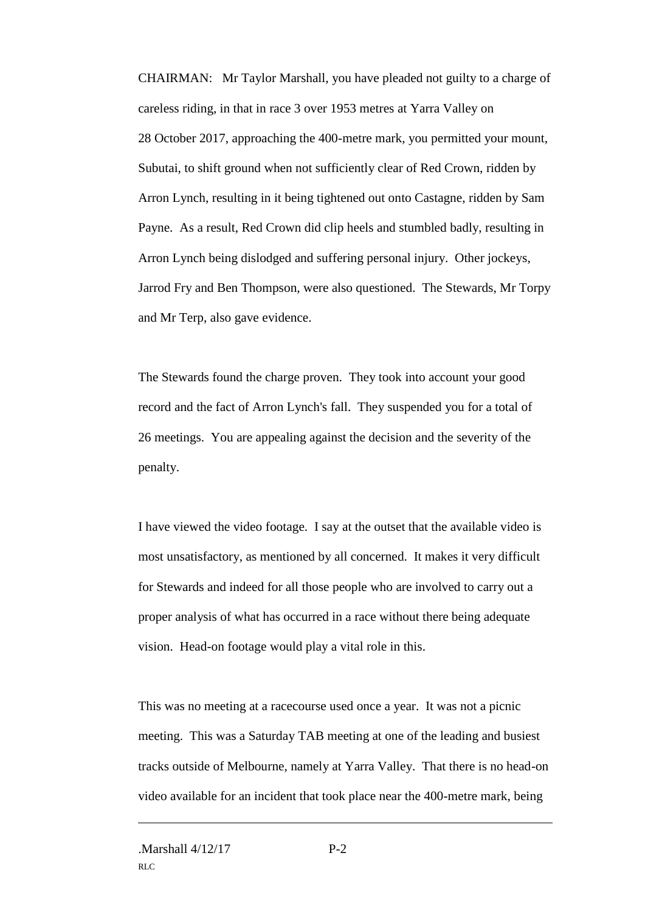CHAIRMAN: Mr Taylor Marshall, you have pleaded not guilty to a charge of careless riding, in that in race 3 over 1953 metres at Yarra Valley on 28 October 2017, approaching the 400-metre mark, you permitted your mount, Subutai, to shift ground when not sufficiently clear of Red Crown, ridden by Arron Lynch, resulting in it being tightened out onto Castagne, ridden by Sam Payne. As a result, Red Crown did clip heels and stumbled badly, resulting in Arron Lynch being dislodged and suffering personal injury. Other jockeys, Jarrod Fry and Ben Thompson, were also questioned. The Stewards, Mr Torpy and Mr Terp, also gave evidence.

The Stewards found the charge proven. They took into account your good record and the fact of Arron Lynch's fall. They suspended you for a total of 26 meetings. You are appealing against the decision and the severity of the penalty.

I have viewed the video footage. I say at the outset that the available video is most unsatisfactory, as mentioned by all concerned. It makes it very difficult for Stewards and indeed for all those people who are involved to carry out a proper analysis of what has occurred in a race without there being adequate vision. Head-on footage would play a vital role in this.

This was no meeting at a racecourse used once a year. It was not a picnic meeting. This was a Saturday TAB meeting at one of the leading and busiest tracks outside of Melbourne, namely at Yarra Valley. That there is no head-on video available for an incident that took place near the 400-metre mark, being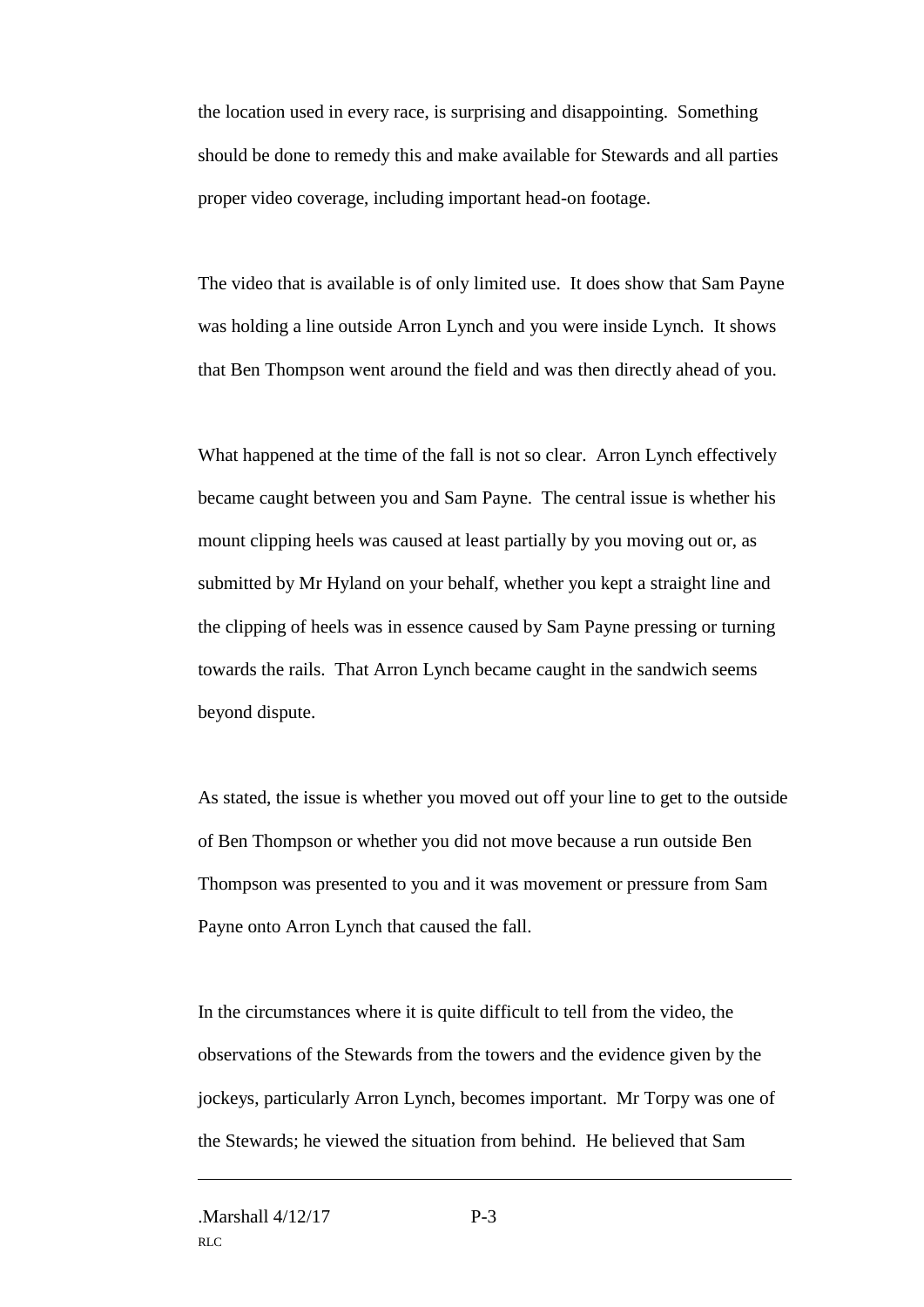the location used in every race, is surprising and disappointing. Something should be done to remedy this and make available for Stewards and all parties proper video coverage, including important head-on footage.

The video that is available is of only limited use. It does show that Sam Payne was holding a line outside Arron Lynch and you were inside Lynch. It shows that Ben Thompson went around the field and was then directly ahead of you.

What happened at the time of the fall is not so clear. Arron Lynch effectively became caught between you and Sam Payne. The central issue is whether his mount clipping heels was caused at least partially by you moving out or, as submitted by Mr Hyland on your behalf, whether you kept a straight line and the clipping of heels was in essence caused by Sam Payne pressing or turning towards the rails. That Arron Lynch became caught in the sandwich seems beyond dispute.

As stated, the issue is whether you moved out off your line to get to the outside of Ben Thompson or whether you did not move because a run outside Ben Thompson was presented to you and it was movement or pressure from Sam Payne onto Arron Lynch that caused the fall.

In the circumstances where it is quite difficult to tell from the video, the observations of the Stewards from the towers and the evidence given by the jockeys, particularly Arron Lynch, becomes important. Mr Torpy was one of the Stewards; he viewed the situation from behind. He believed that Sam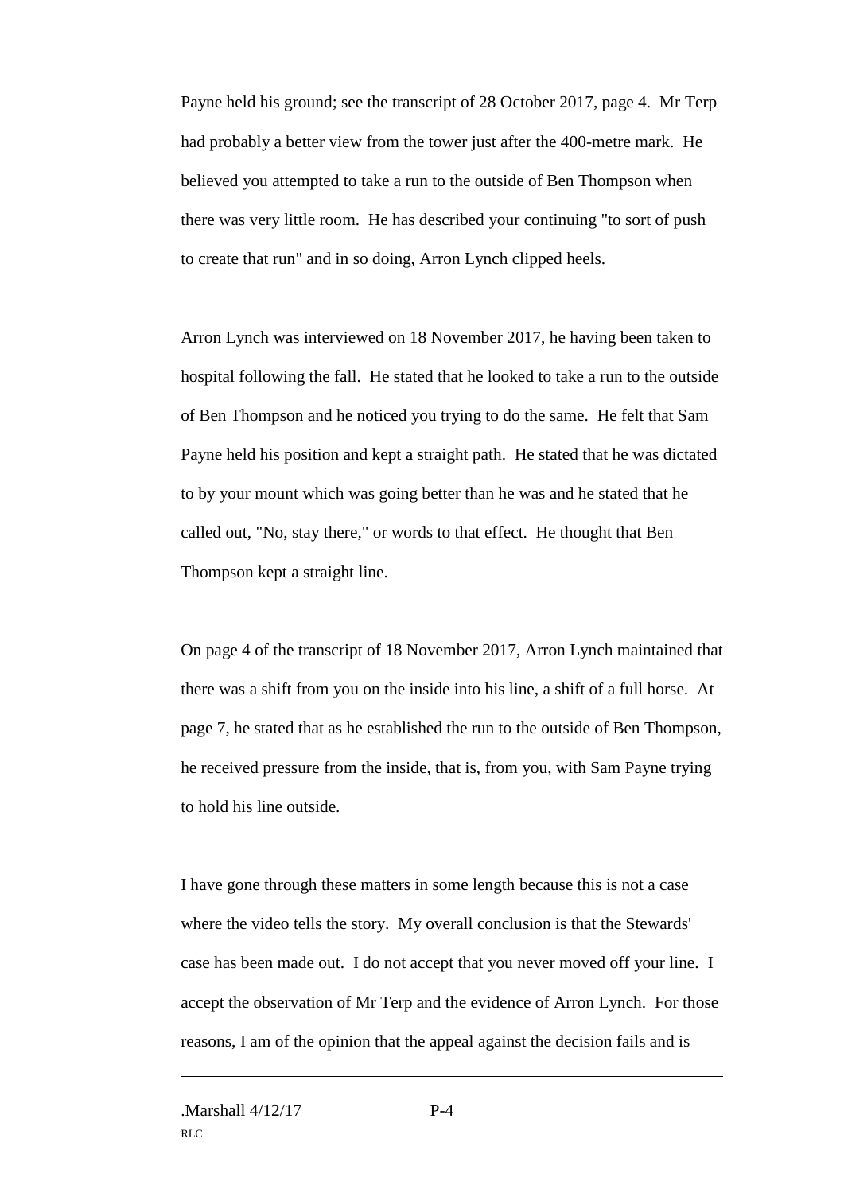Payne held his ground; see the transcript of 28 October 2017, page 4. Mr Terp had probably a better view from the tower just after the 400-metre mark. He believed you attempted to take a run to the outside of Ben Thompson when there was very little room. He has described your continuing "to sort of push to create that run" and in so doing, Arron Lynch clipped heels.

Arron Lynch was interviewed on 18 November 2017, he having been taken to hospital following the fall. He stated that he looked to take a run to the outside of Ben Thompson and he noticed you trying to do the same. He felt that Sam Payne held his position and kept a straight path. He stated that he was dictated to by your mount which was going better than he was and he stated that he called out, "No, stay there," or words to that effect. He thought that Ben Thompson kept a straight line.

On page 4 of the transcript of 18 November 2017, Arron Lynch maintained that there was a shift from you on the inside into his line, a shift of a full horse. At page 7, he stated that as he established the run to the outside of Ben Thompson, he received pressure from the inside, that is, from you, with Sam Payne trying to hold his line outside.

I have gone through these matters in some length because this is not a case where the video tells the story. My overall conclusion is that the Stewards' case has been made out. I do not accept that you never moved off your line. I accept the observation of Mr Terp and the evidence of Arron Lynch. For those reasons, I am of the opinion that the appeal against the decision fails and is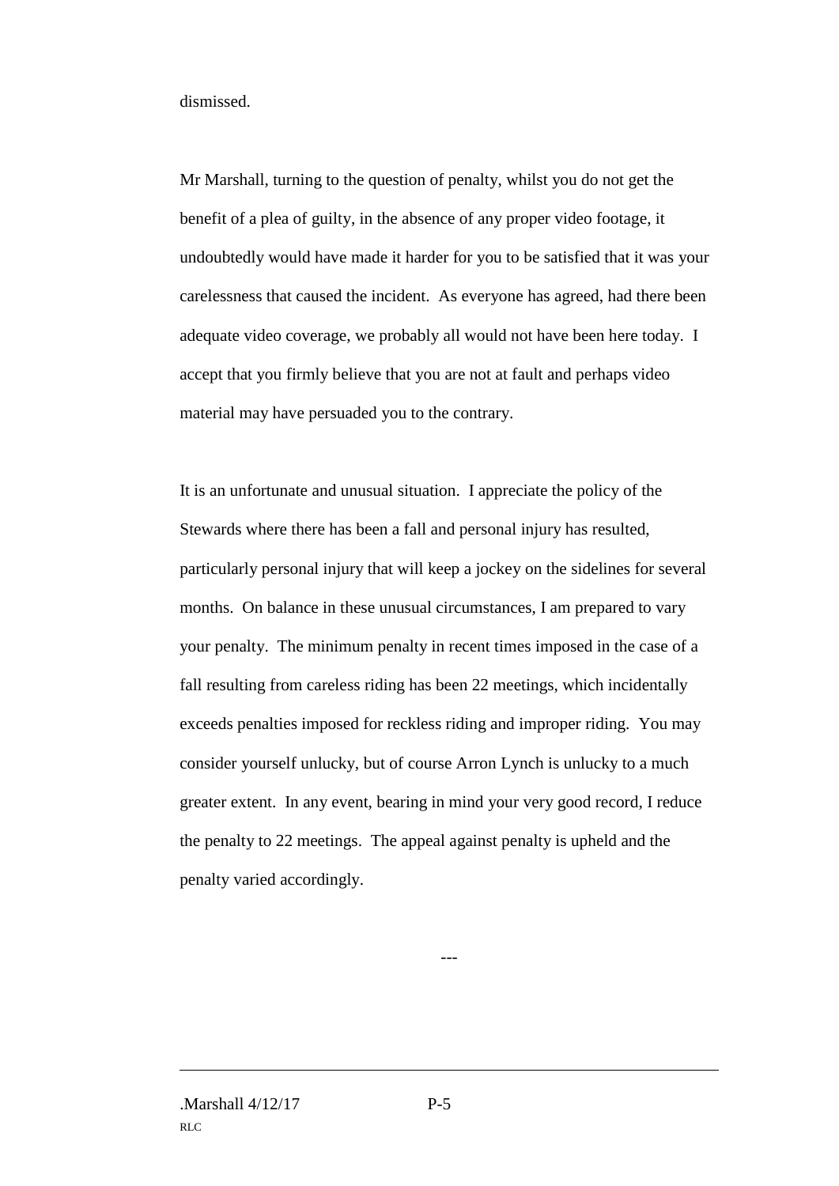dismissed.

Mr Marshall, turning to the question of penalty, whilst you do not get the benefit of a plea of guilty, in the absence of any proper video footage, it undoubtedly would have made it harder for you to be satisfied that it was your carelessness that caused the incident. As everyone has agreed, had there been adequate video coverage, we probably all would not have been here today. I accept that you firmly believe that you are not at fault and perhaps video material may have persuaded you to the contrary.

It is an unfortunate and unusual situation. I appreciate the policy of the Stewards where there has been a fall and personal injury has resulted, particularly personal injury that will keep a jockey on the sidelines for several months. On balance in these unusual circumstances, I am prepared to vary your penalty. The minimum penalty in recent times imposed in the case of a fall resulting from careless riding has been 22 meetings, which incidentally exceeds penalties imposed for reckless riding and improper riding. You may consider yourself unlucky, but of course Arron Lynch is unlucky to a much greater extent. In any event, bearing in mind your very good record, I reduce the penalty to 22 meetings. The appeal against penalty is upheld and the penalty varied accordingly.

---